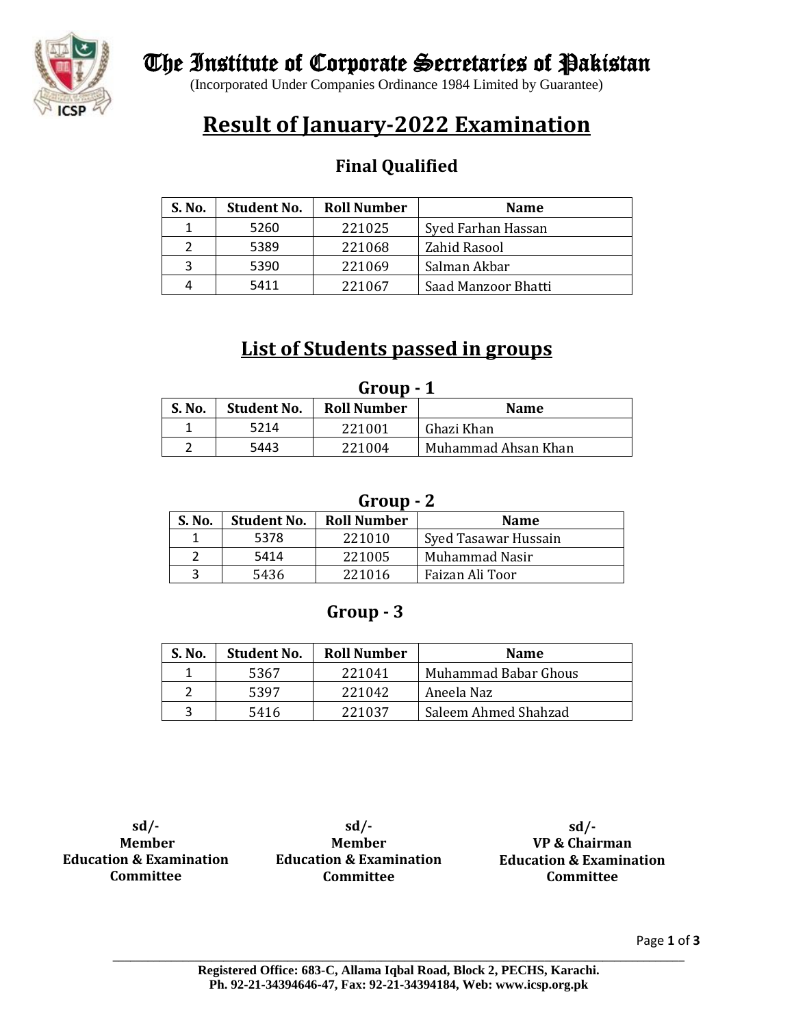# The Institute of Corporate Secretaries of Pakistan

(Incorporated Under Companies Ordinance 1984 Limited by Guarantee)

## Result of January-2022 Examination

### Final Qualified

| S. No. | Student No. | Roll Number | Name |
|---|---|---|---|
| 1 | 5260 | 221025 | Syed Farhan Hassan |
| 2 | 5389 | 221068 | Zahid Rasool |
| 3 | 5390 | 221069 | Salman Akbar |
| 4 | 5411 | 221067 | Saad Manzoor Bhatti |

## List of Students passed in groups

### Group - 1

| S. No. | Student No. | Roll Number | Name |
|---|---|---|---|
| 1 | 5214 | 221001 | Ghazi Khan |
| 2 | 5443 | 221004 | Muhammad Ahsan Khan |

### Group - 2

| S. No. | Student No. | Roll Number | Name |
|---|---|---|---|
| 1 | 5378 | 221010 | Syed Tasawar Hussain |
| 2 | 5414 | 221005 | Muhammad Nasir |
| 3 | 5436 | 221016 | Faizan Ali Toor |

### Group - 3

| S. No. | Student No. | Roll Number | Name |
|---|---|---|---|
| 1 | 5367 | 221041 | Muhammad Babar Ghous |
| 2 | 5397 | 221042 | Aneela Naz |
| 3 | 5416 | 221037 | Saleem Ahmed Shahzad |

**sd/-**
**Member**
**Education & Examination Committee**

**sd/-**
**Member**
**Education & Examination Committee**

**sd/-**
**VP & Chairman**
**Education & Examination Committee**

**Registered Office: 683-C, Allama Iqbal Road, Block 2, PECHS, Karachi.**
**Ph. 92-21-34394646-47, Fax: 92-21-34394184, Web: www.icsp.org.pk**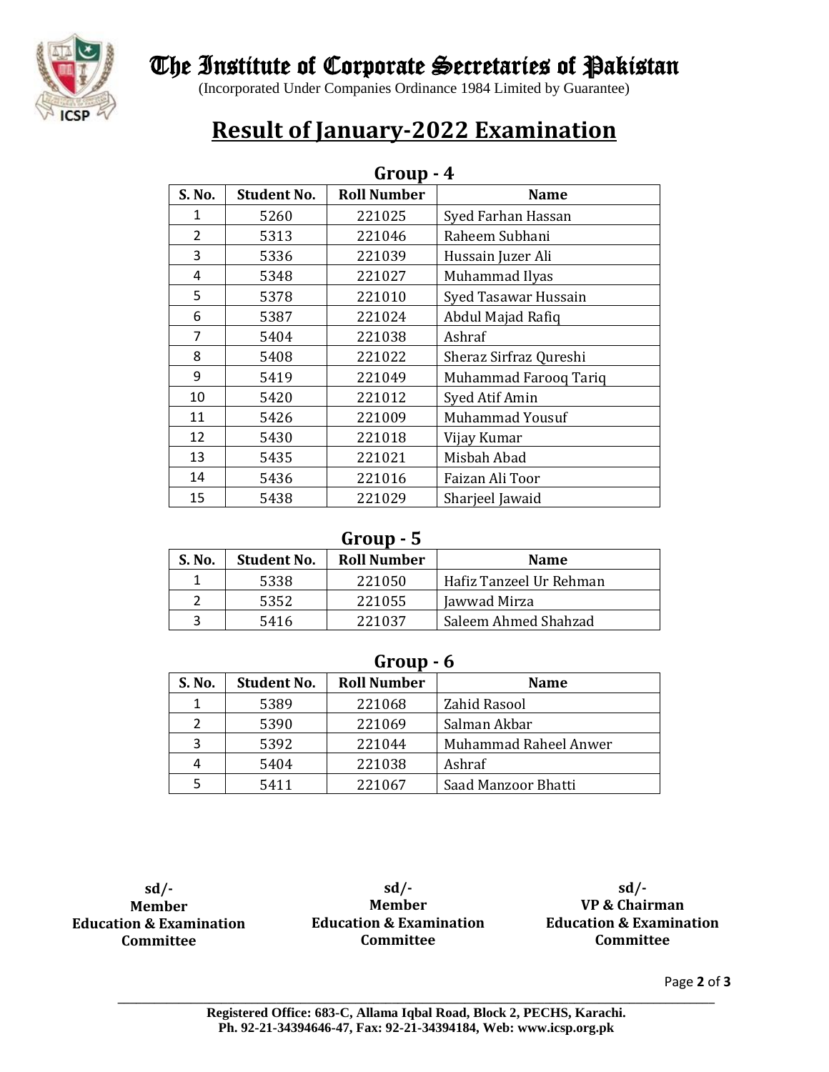# The Institute of Corporate Secretaries of Pakistan

(Incorporated Under Companies Ordinance 1984 Limited by Guarantee)

## Result of January-2022 Examination

### Group - 4

| S. No. | Student No. | Roll Number | Name |
|---|---|---|---|
| 1 | 5260 | 221025 | Syed Farhan Hassan |
| 2 | 5313 | 221046 | Raheem Subhani |
| 3 | 5336 | 221039 | Hussain Juzer Ali |
| 4 | 5348 | 221027 | Muhammad Ilyas |
| 5 | 5378 | 221010 | Syed Tasawar Hussain |
| 6 | 5387 | 221024 | Abdul Majad Rafiq |
| 7 | 5404 | 221038 | Ashraf |
| 8 | 5408 | 221022 | Sheraz Sirfraz Qureshi |
| 9 | 5419 | 221049 | Muhammad Farooq Tariq |
| 10 | 5420 | 221012 | Syed Atif Amin |
| 11 | 5426 | 221009 | Muhammad Yousuf |
| 12 | 5430 | 221018 | Vijay Kumar |
| 13 | 5435 | 221021 | Misbah Abad |
| 14 | 5436 | 221016 | Faizan Ali Toor |
| 15 | 5438 | 221029 | Sharjeel Jawaid |

### Group - 5

| S. No. | Student No. | Roll Number | Name |
|---|---|---|---|
| 1 | 5338 | 221050 | Hafiz Tanzeel Ur Rehman |
| 2 | 5352 | 221055 | Jawwad Mirza |
| 3 | 5416 | 221037 | Saleem Ahmed Shahzad |

### Group - 6

| S. No. | Student No. | Roll Number | Name |
|---|---|---|---|
| 1 | 5389 | 221068 | Zahid Rasool |
| 2 | 5390 | 221069 | Salman Akbar |
| 3 | 5392 | 221044 | Muhammad Raheel Anwer |
| 4 | 5404 | 221038 | Ashraf |
| 5 | 5411 | 221067 | Saad Manzoor Bhatti |

**sd/-**
**Member**
**Education & Examination Committee**

**sd/-**
**Member**
**Education & Examination Committee**

**sd/-**
**VP & Chairman**
**Education & Examination Committee**

**Registered Office: 683-C, Allama Iqbal Road, Block 2, PECHS, Karachi.**
**Ph. 92-21-34394646-47, Fax: 92-21-34394184, Web: www.icsp.org.pk**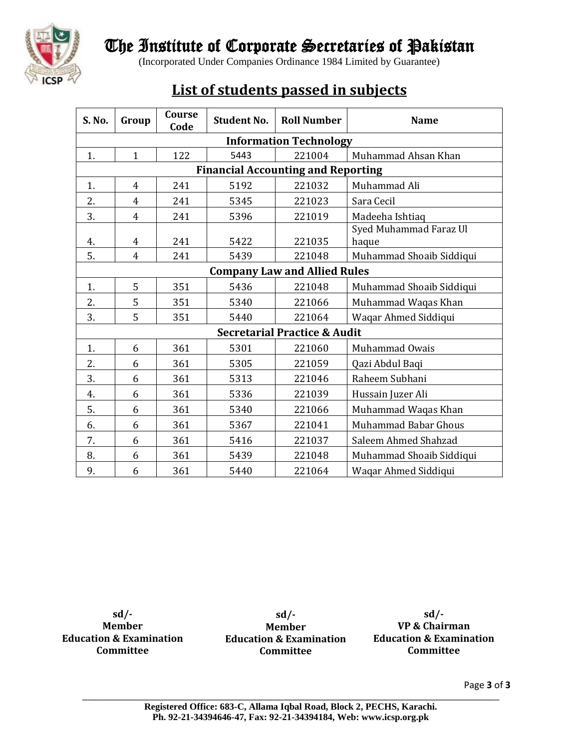# The Institute of Corporate Secretaries of Pakistan

(Incorporated Under Companies Ordinance 1984 Limited by Guarantee)

## List of students passed in subjects

| S. No. | Group | Course Code | Student No. | Roll Number | Name |
|---|---|---|---|---|---|
| **Information Technology** | | | | | |
| 1. | 1 | 122 | 5443 | 221004 | Muhammad Ahsan Khan |
| **Financial Accounting and Reporting** | | | | | |
| 1. | 4 | 241 | 5192 | 221032 | Muhammad Ali |
| 2. | 4 | 241 | 5345 | 221023 | Sara Cecil |
| 3. | 4 | 241 | 5396 | 221019 | Madeeha Ishtiaq |
| 4. | 4 | 241 | 5422 | 221035 | Syed Muhammad Faraz Ul haque |
| 5. | 4 | 241 | 5439 | 221048 | Muhammad Shoaib Siddiqui |
| **Company Law and Allied Rules** | | | | | |
| 1. | 5 | 351 | 5436 | 221048 | Muhammad Shoaib Siddiqui |
| 2. | 5 | 351 | 5340 | 221066 | Muhammad Waqas Khan |
| 3. | 5 | 351 | 5440 | 221064 | Waqar Ahmed Siddiqui |
| **Secretarial Practice & Audit** | | | | | |
| 1. | 6 | 361 | 5301 | 221060 | Muhammad Owais |
| 2. | 6 | 361 | 5305 | 221059 | Qazi Abdul Baqi |
| 3. | 6 | 361 | 5313 | 221046 | Raheem Subhani |
| 4. | 6 | 361 | 5336 | 221039 | Hussain Juzer Ali |
| 5. | 6 | 361 | 5340 | 221066 | Muhammad Waqas Khan |
| 6. | 6 | 361 | 5367 | 221041 | Muhammad Babar Ghous |
| 7. | 6 | 361 | 5416 | 221037 | Saleem Ahmed Shahzad |
| 8. | 6 | 361 | 5439 | 221048 | Muhammad Shoaib Siddiqui |
| 9. | 6 | 361 | 5440 | 221064 | Waqar Ahmed Siddiqui |

**sd/-**
**Member**
**Education & Examination Committee**

**sd/-**
**Member**
**Education & Examination Committee**

**sd/-**
**VP & Chairman**
**Education & Examination Committee**

**Registered Office: 683-C, Allama Iqbal Road, Block 2, PECHS, Karachi.**
**Ph. 92-21-34394646-47, Fax: 92-21-34394184, Web: www.icsp.org.pk**